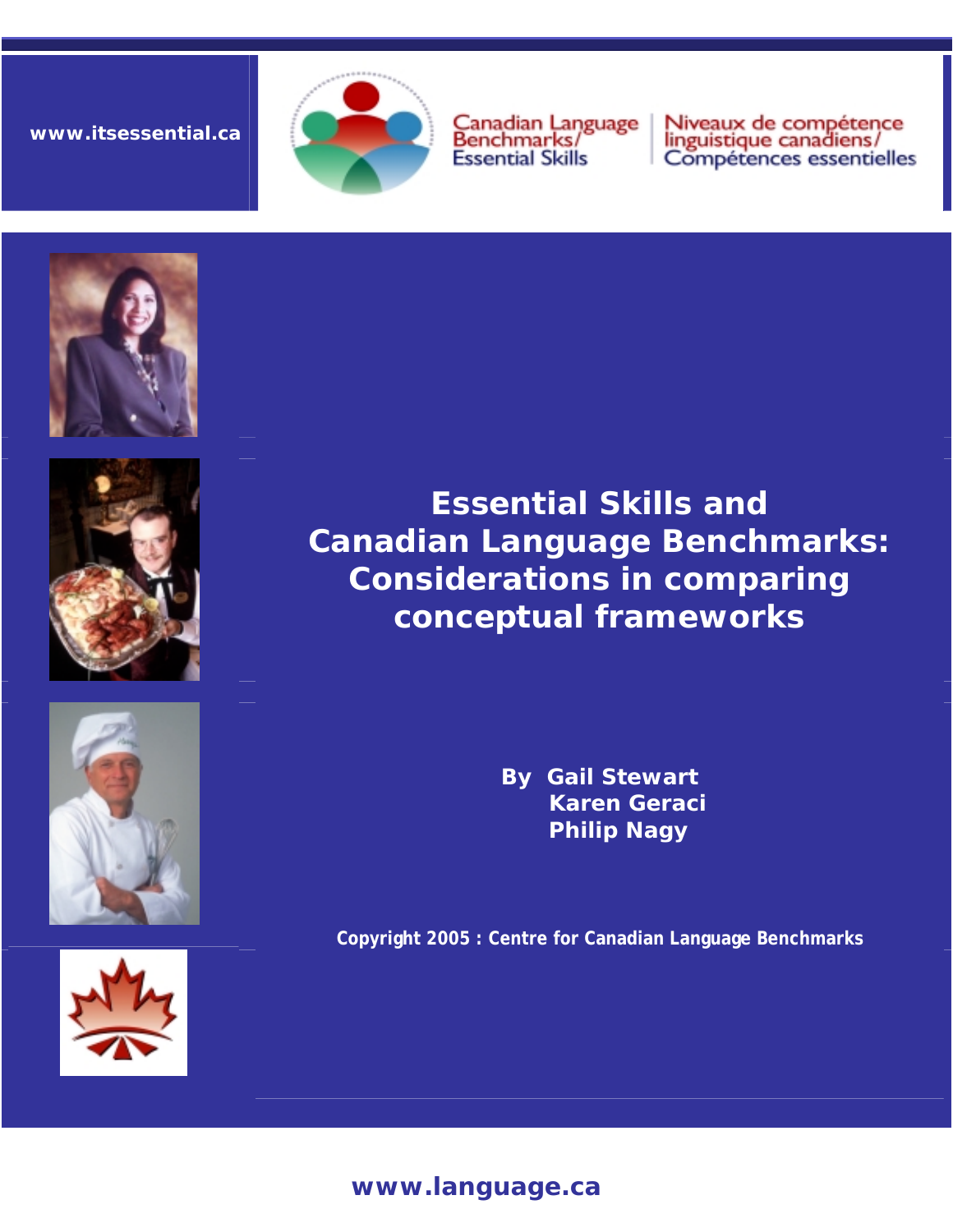www.itsessential.ca

Canadian Language Benchmarks/
Essential Skills

Niveaux de compétence linguistique canadiens/
Compétences essentielles

# Essential Skills and Canadian Language Benchmarks: Considerations in comparing conceptual frameworks

**By Gail Stewart**
**Karen Geraci**
**Philip Nagy**

**Copyright 2005 : Centre for Canadian Language Benchmarks**

**www.language.ca**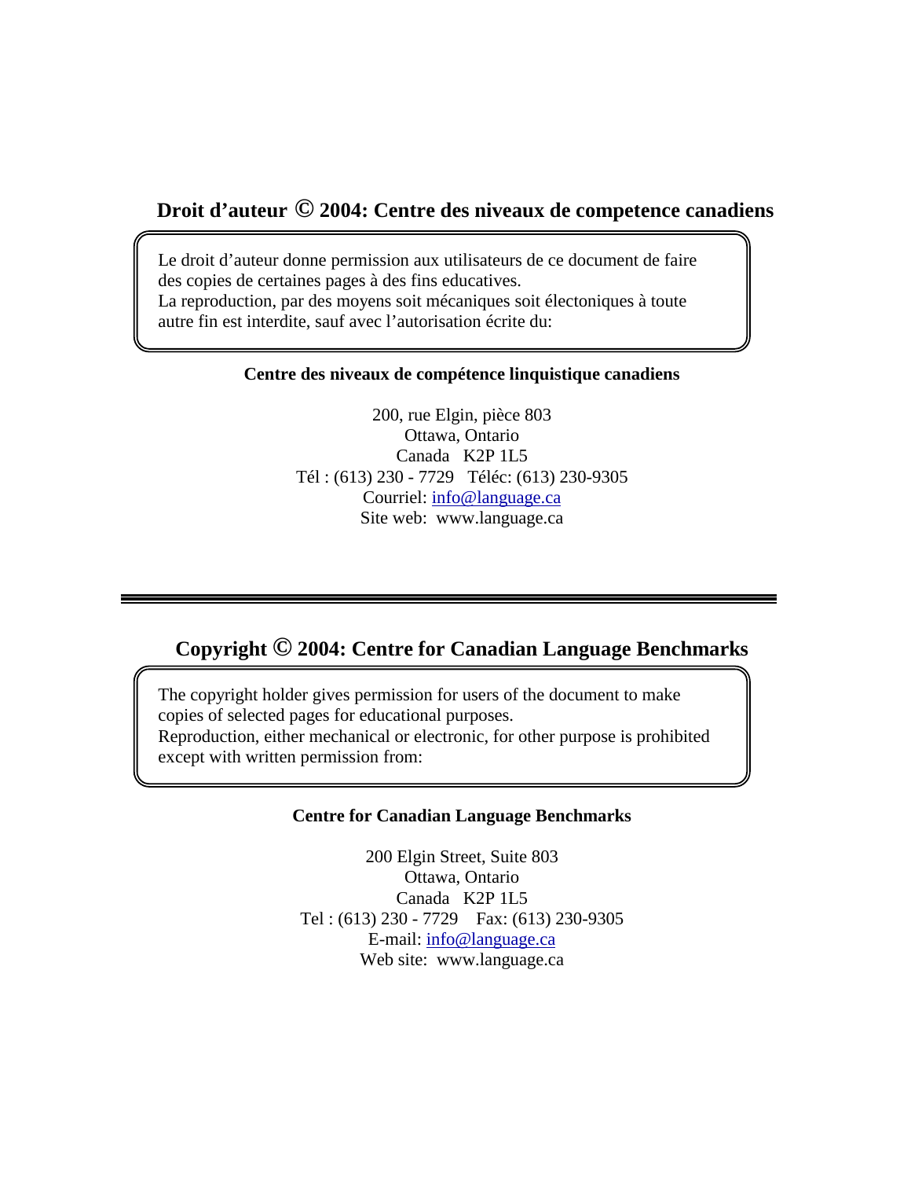## Droit d’auteur © 2004: Centre des niveaux de competence canadiens

Le droit d’auteur donne permission aux utilisateurs de ce document de faire des copies de certaines pages à des fins educatives.
La reproduction, par des moyens soit mécaniques soit électoniques à toute autre fin est interdite, sauf avec l’autorisation écrite du:

**Centre des niveaux de compétence linquistique canadiens**

200, rue Elgin, pièce 803
Ottawa, Ontario
Canada K2P 1L5
Tél : (613) 230 - 7729 Téléc: (613) 230-9305
Courriel: info@language.ca
Site web: www.language.ca

---

## Copyright © 2004: Centre for Canadian Language Benchmarks

The copyright holder gives permission for users of the document to make copies of selected pages for educational purposes.
Reproduction, either mechanical or electronic, for other purpose is prohibited except with written permission from:

**Centre for Canadian Language Benchmarks**

200 Elgin Street, Suite 803
Ottawa, Ontario
Canada K2P 1L5
Tel : (613) 230 - 7729 Fax: (613) 230-9305
E-mail: info@language.ca
Web site: www.language.ca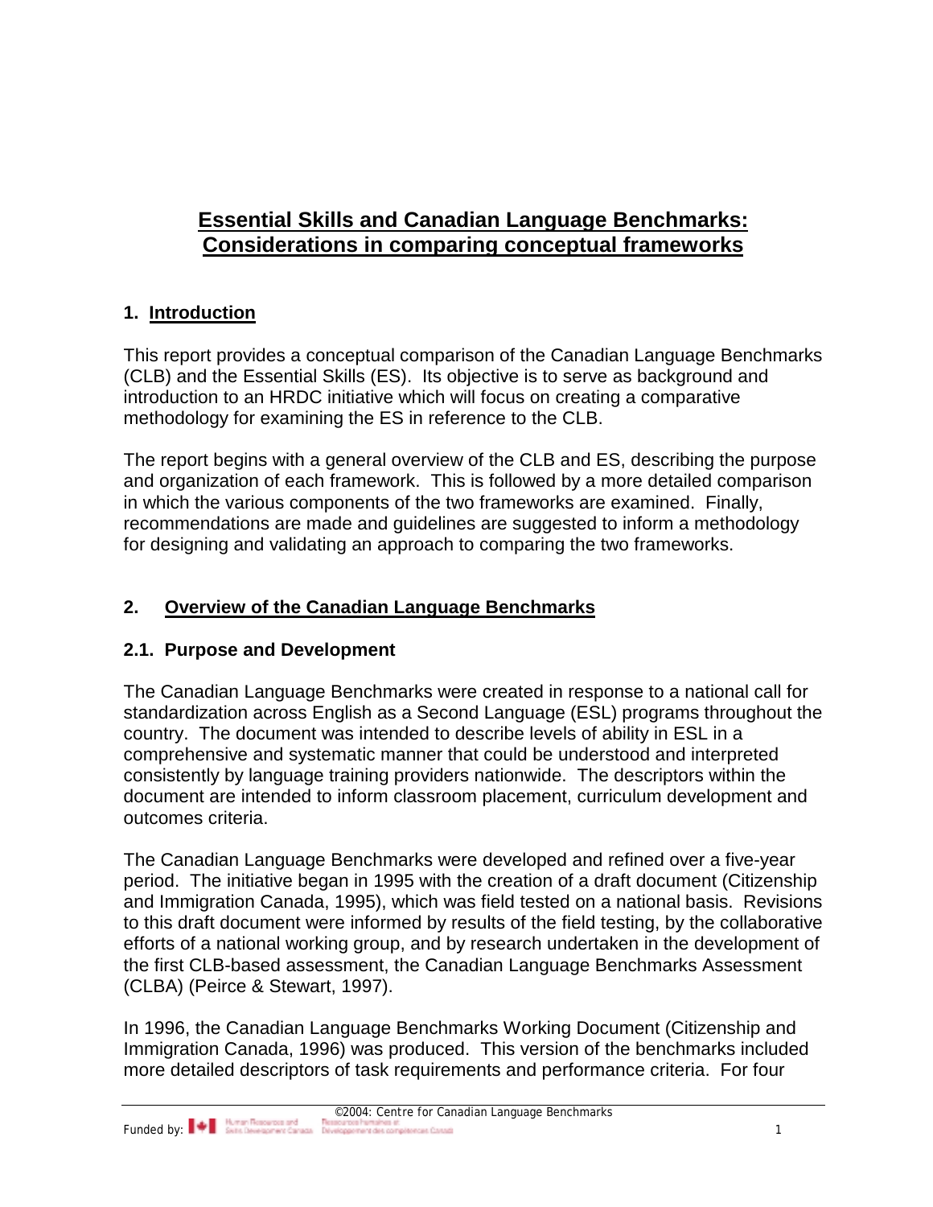# Essential Skills and Canadian Language Benchmarks: Considerations in comparing conceptual frameworks

## 1. Introduction

This report provides a conceptual comparison of the Canadian Language Benchmarks (CLB) and the Essential Skills (ES). Its objective is to serve as background and introduction to an HRDC initiative which will focus on creating a comparative methodology for examining the ES in reference to the CLB.

The report begins with a general overview of the CLB and ES, describing the purpose and organization of each framework. This is followed by a more detailed comparison in which the various components of the two frameworks are examined. Finally, recommendations are made and guidelines are suggested to inform a methodology for designing and validating an approach to comparing the two frameworks.

## 2. Overview of the Canadian Language Benchmarks

### 2.1. Purpose and Development

The Canadian Language Benchmarks were created in response to a national call for standardization across English as a Second Language (ESL) programs throughout the country. The document was intended to describe levels of ability in ESL in a comprehensive and systematic manner that could be understood and interpreted consistently by language training providers nationwide. The descriptors within the document are intended to inform classroom placement, curriculum development and outcomes criteria.

The Canadian Language Benchmarks were developed and refined over a five-year period. The initiative began in 1995 with the creation of a draft document (Citizenship and Immigration Canada, 1995), which was field tested on a national basis. Revisions to this draft document were informed by results of the field testing, by the collaborative efforts of a national working group, and by research undertaken in the development of the first CLB-based assessment, the Canadian Language Benchmarks Assessment (CLBA) (Peirce & Stewart, 1997).

In 1996, the Canadian Language Benchmarks Working Document (Citizenship and Immigration Canada, 1996) was produced. This version of the benchmarks included more detailed descriptors of task requirements and performance criteria. For four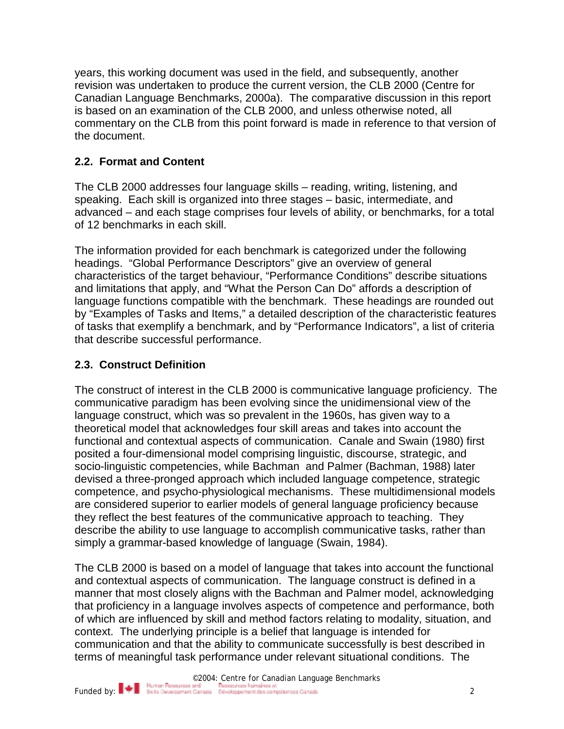years, this working document was used in the field, and subsequently, another revision was undertaken to produce the current version, the CLB 2000 (Centre for Canadian Language Benchmarks, 2000a). The comparative discussion in this report is based on an examination of the CLB 2000, and unless otherwise noted, all commentary on the CLB from this point forward is made in reference to that version of the document.

## 2.2. Format and Content

The CLB 2000 addresses four language skills – reading, writing, listening, and speaking. Each skill is organized into three stages – basic, intermediate, and advanced – and each stage comprises four levels of ability, or benchmarks, for a total of 12 benchmarks in each skill.

The information provided for each benchmark is categorized under the following headings. "Global Performance Descriptors" give an overview of general characteristics of the target behaviour, "Performance Conditions" describe situations and limitations that apply, and "What the Person Can Do" affords a description of language functions compatible with the benchmark. These headings are rounded out by "Examples of Tasks and Items," a detailed description of the characteristic features of tasks that exemplify a benchmark, and by "Performance Indicators", a list of criteria that describe successful performance.

## 2.3. Construct Definition

The construct of interest in the CLB 2000 is communicative language proficiency. The communicative paradigm has been evolving since the unidimensional view of the language construct, which was so prevalent in the 1960s, has given way to a theoretical model that acknowledges four skill areas and takes into account the functional and contextual aspects of communication. Canale and Swain (1980) first posited a four-dimensional model comprising linguistic, discourse, strategic, and socio-linguistic competencies, while Bachman and Palmer (Bachman, 1988) later devised a three-pronged approach which included language competence, strategic competence, and psycho-physiological mechanisms. These multidimensional models are considered superior to earlier models of general language proficiency because they reflect the best features of the communicative approach to teaching. They describe the ability to use language to accomplish communicative tasks, rather than simply a grammar-based knowledge of language (Swain, 1984).

The CLB 2000 is based on a model of language that takes into account the functional and contextual aspects of communication. The language construct is defined in a manner that most closely aligns with the Bachman and Palmer model, acknowledging that proficiency in a language involves aspects of competence and performance, both of which are influenced by skill and method factors relating to modality, situation, and context. The underlying principle is a belief that language is intended for communication and that the ability to communicate successfully is best described in terms of meaningful task performance under relevant situational conditions. The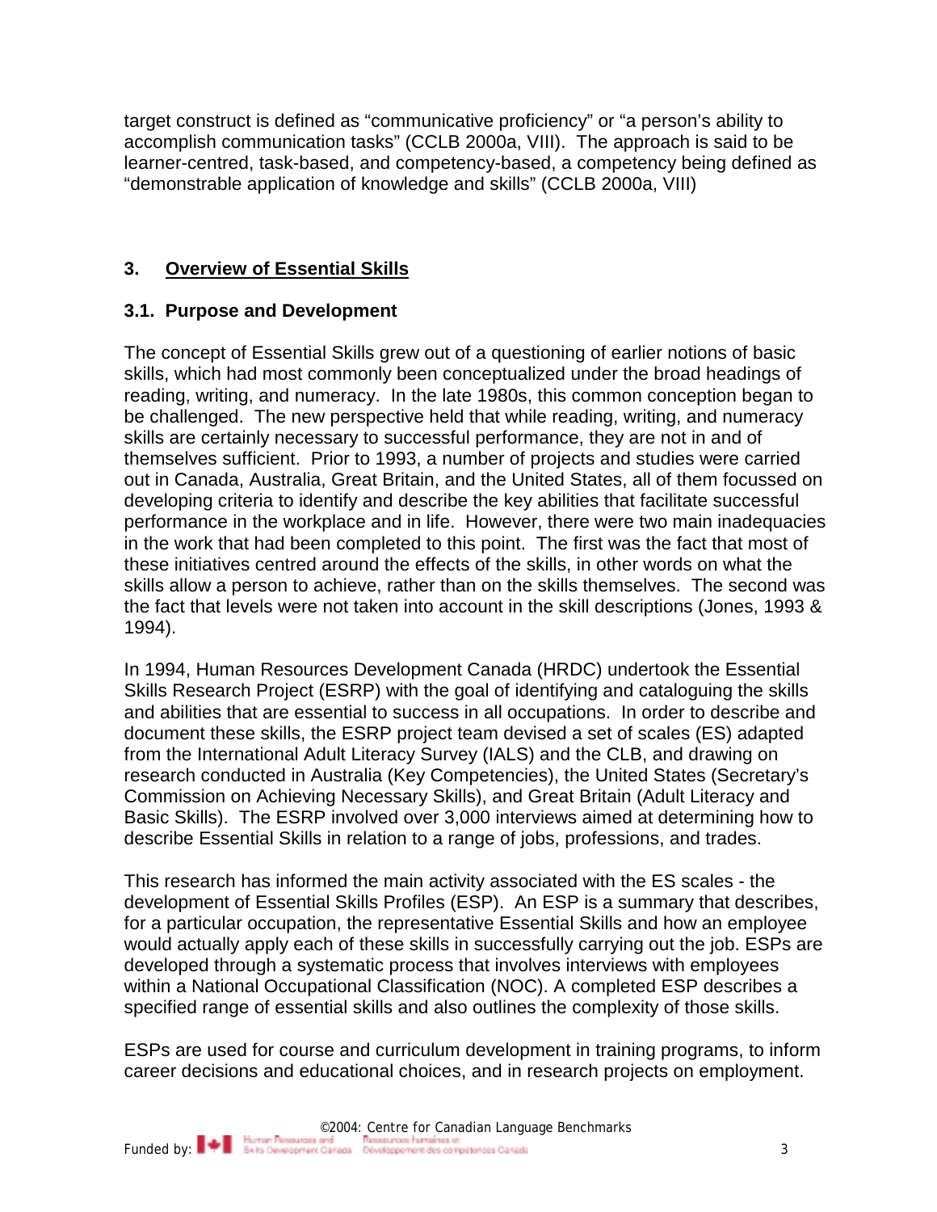target construct is defined as "communicative proficiency" or "a person's ability to accomplish communication tasks" (CCLB 2000a, VIII). The approach is said to be learner-centred, task-based, and competency-based, a competency being defined as "demonstrable application of knowledge and skills" (CCLB 2000a, VIII)

## 3. Overview of Essential Skills

### 3.1. Purpose and Development

The concept of Essential Skills grew out of a questioning of earlier notions of basic skills, which had most commonly been conceptualized under the broad headings of reading, writing, and numeracy. In the late 1980s, this common conception began to be challenged. The new perspective held that while reading, writing, and numeracy skills are certainly necessary to successful performance, they are not in and of themselves sufficient. Prior to 1993, a number of projects and studies were carried out in Canada, Australia, Great Britain, and the United States, all of them focussed on developing criteria to identify and describe the key abilities that facilitate successful performance in the workplace and in life. However, there were two main inadequacies in the work that had been completed to this point. The first was the fact that most of these initiatives centred around the effects of the skills, in other words on what the skills allow a person to achieve, rather than on the skills themselves. The second was the fact that levels were not taken into account in the skill descriptions (Jones, 1993 & 1994).

In 1994, Human Resources Development Canada (HRDC) undertook the Essential Skills Research Project (ESRP) with the goal of identifying and cataloguing the skills and abilities that are essential to success in all occupations. In order to describe and document these skills, the ESRP project team devised a set of scales (ES) adapted from the International Adult Literacy Survey (IALS) and the CLB, and drawing on research conducted in Australia (Key Competencies), the United States (Secretary's Commission on Achieving Necessary Skills), and Great Britain (Adult Literacy and Basic Skills). The ESRP involved over 3,000 interviews aimed at determining how to describe Essential Skills in relation to a range of jobs, professions, and trades.

This research has informed the main activity associated with the ES scales - the development of Essential Skills Profiles (ESP). An ESP is a summary that describes, for a particular occupation, the representative Essential Skills and how an employee would actually apply each of these skills in successfully carrying out the job. ESPs are developed through a systematic process that involves interviews with employees within a National Occupational Classification (NOC). A completed ESP describes a specified range of essential skills and also outlines the complexity of those skills.

ESPs are used for course and curriculum development in training programs, to inform career decisions and educational choices, and in research projects on employment.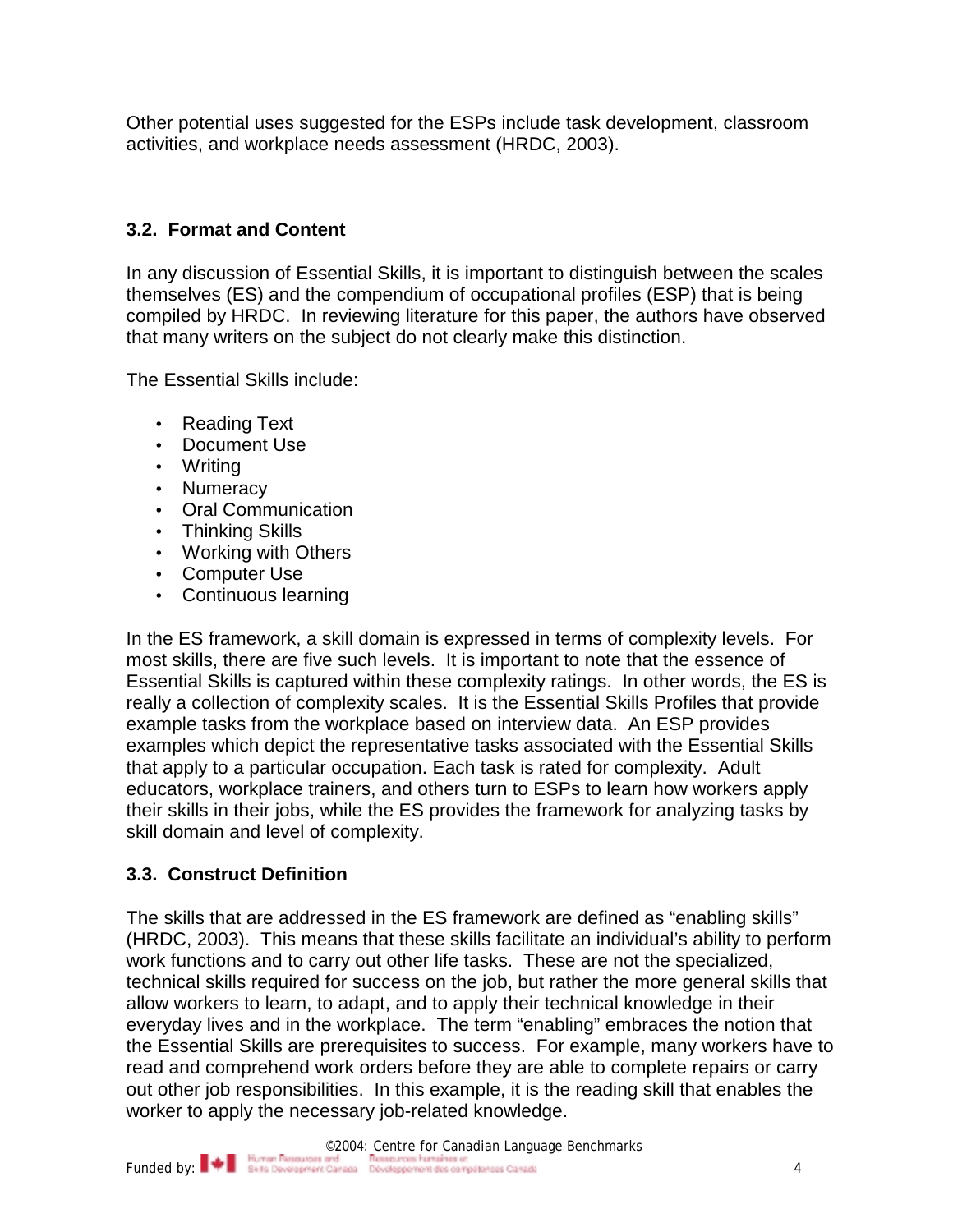Other potential uses suggested for the ESPs include task development, classroom activities, and workplace needs assessment (HRDC, 2003).

### 3.2. Format and Content

In any discussion of Essential Skills, it is important to distinguish between the scales themselves (ES) and the compendium of occupational profiles (ESP) that is being compiled by HRDC. In reviewing literature for this paper, the authors have observed that many writers on the subject do not clearly make this distinction.

The Essential Skills include:

- Reading Text
- Document Use
- Writing
- Numeracy
- Oral Communication
- Thinking Skills
- Working with Others
- Computer Use
- Continuous learning

In the ES framework, a skill domain is expressed in terms of complexity levels. For most skills, there are five such levels. It is important to note that the essence of Essential Skills is captured within these complexity ratings. In other words, the ES is really a collection of complexity scales. It is the Essential Skills Profiles that provide example tasks from the workplace based on interview data. An ESP provides examples which depict the representative tasks associated with the Essential Skills that apply to a particular occupation. Each task is rated for complexity. Adult educators, workplace trainers, and others turn to ESPs to learn how workers apply their skills in their jobs, while the ES provides the framework for analyzing tasks by skill domain and level of complexity.

### 3.3. Construct Definition

The skills that are addressed in the ES framework are defined as "enabling skills" (HRDC, 2003). This means that these skills facilitate an individual's ability to perform work functions and to carry out other life tasks. These are not the specialized, technical skills required for success on the job, but rather the more general skills that allow workers to learn, to adapt, and to apply their technical knowledge in their everyday lives and in the workplace. The term "enabling" embraces the notion that the Essential Skills are prerequisites to success. For example, many workers have to read and comprehend work orders before they are able to complete repairs or carry out other job responsibilities. In this example, it is the reading skill that enables the worker to apply the necessary job-related knowledge.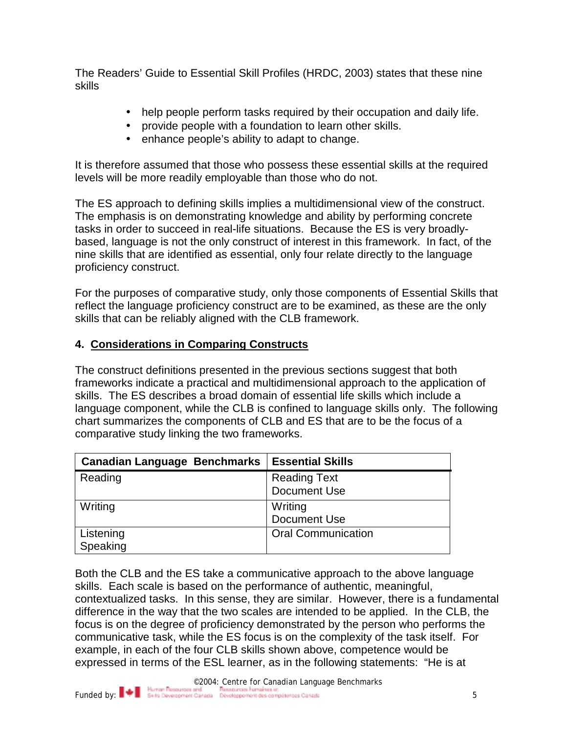The Readers' Guide to Essential Skill Profiles (HRDC, 2003) states that these nine skills

- help people perform tasks required by their occupation and daily life.
- provide people with a foundation to learn other skills.
- enhance people's ability to adapt to change.

It is therefore assumed that those who possess these essential skills at the required levels will be more readily employable than those who do not.

The ES approach to defining skills implies a multidimensional view of the construct. The emphasis is on demonstrating knowledge and ability by performing concrete tasks in order to succeed in real-life situations. Because the ES is very broadly-based, language is not the only construct of interest in this framework. In fact, of the nine skills that are identified as essential, only four relate directly to the language proficiency construct.

For the purposes of comparative study, only those components of Essential Skills that reflect the language proficiency construct are to be examined, as these are the only skills that can be reliably aligned with the CLB framework.

## 4. Considerations in Comparing Constructs

The construct definitions presented in the previous sections suggest that both frameworks indicate a practical and multidimensional approach to the application of skills. The ES describes a broad domain of essential life skills which include a language component, while the CLB is confined to language skills only. The following chart summarizes the components of CLB and ES that are to be the focus of a comparative study linking the two frameworks.

| Canadian Language Benchmarks | Essential Skills |
|---|---|
| Reading | Reading Text<br>Document Use |
| Writing | Writing<br>Document Use |
| Listening<br>Speaking | Oral Communication |

Both the CLB and the ES take a communicative approach to the above language skills. Each scale is based on the performance of authentic, meaningful, contextualized tasks. In this sense, they are similar. However, there is a fundamental difference in the way that the two scales are intended to be applied. In the CLB, the focus is on the degree of proficiency demonstrated by the person who performs the communicative task, while the ES focus is on the complexity of the task itself. For example, in each of the four CLB skills shown above, competence would be expressed in terms of the ESL learner, as in the following statements: "He is at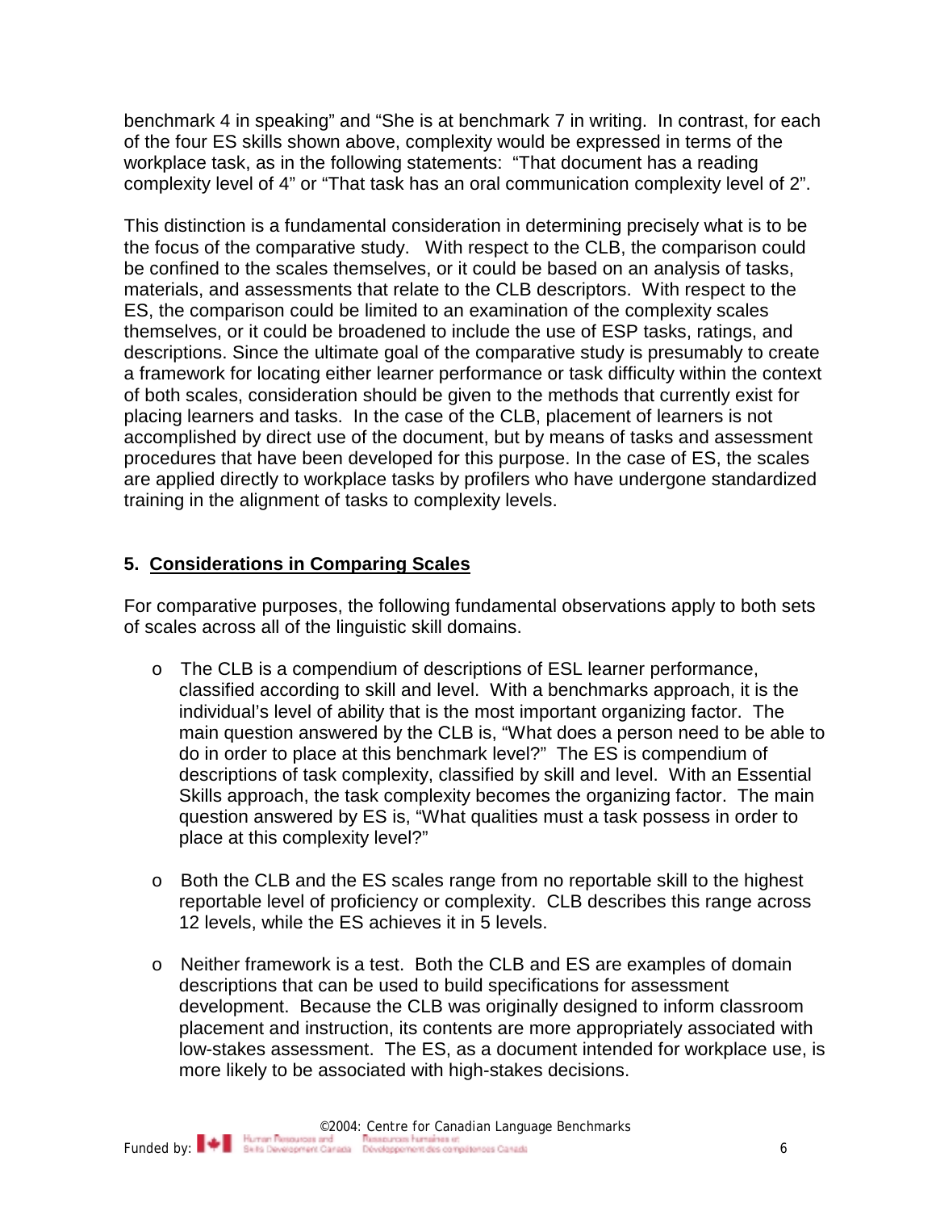benchmark 4 in speaking" and "She is at benchmark 7 in writing. In contrast, for each of the four ES skills shown above, complexity would be expressed in terms of the workplace task, as in the following statements: "That document has a reading complexity level of 4" or "That task has an oral communication complexity level of 2".

This distinction is a fundamental consideration in determining precisely what is to be the focus of the comparative study. With respect to the CLB, the comparison could be confined to the scales themselves, or it could be based on an analysis of tasks, materials, and assessments that relate to the CLB descriptors. With respect to the ES, the comparison could be limited to an examination of the complexity scales themselves, or it could be broadened to include the use of ESP tasks, ratings, and descriptions. Since the ultimate goal of the comparative study is presumably to create a framework for locating either learner performance or task difficulty within the context of both scales, consideration should be given to the methods that currently exist for placing learners and tasks. In the case of the CLB, placement of learners is not accomplished by direct use of the document, but by means of tasks and assessment procedures that have been developed for this purpose. In the case of ES, the scales are applied directly to workplace tasks by profilers who have undergone standardized training in the alignment of tasks to complexity levels.

## 5. Considerations in Comparing Scales

For comparative purposes, the following fundamental observations apply to both sets of scales across all of the linguistic skill domains.

- The CLB is a compendium of descriptions of ESL learner performance, classified according to skill and level. With a benchmarks approach, it is the individual's level of ability that is the most important organizing factor. The main question answered by the CLB is, "What does a person need to be able to do in order to place at this benchmark level?" The ES is compendium of descriptions of task complexity, classified by skill and level. With an Essential Skills approach, the task complexity becomes the organizing factor. The main question answered by ES is, "What qualities must a task possess in order to place at this complexity level?"

- Both the CLB and the ES scales range from no reportable skill to the highest reportable level of proficiency or complexity. CLB describes this range across 12 levels, while the ES achieves it in 5 levels.

- Neither framework is a test. Both the CLB and ES are examples of domain descriptions that can be used to build specifications for assessment development. Because the CLB was originally designed to inform classroom placement and instruction, its contents are more appropriately associated with low-stakes assessment. The ES, as a document intended for workplace use, is more likely to be associated with high-stakes decisions.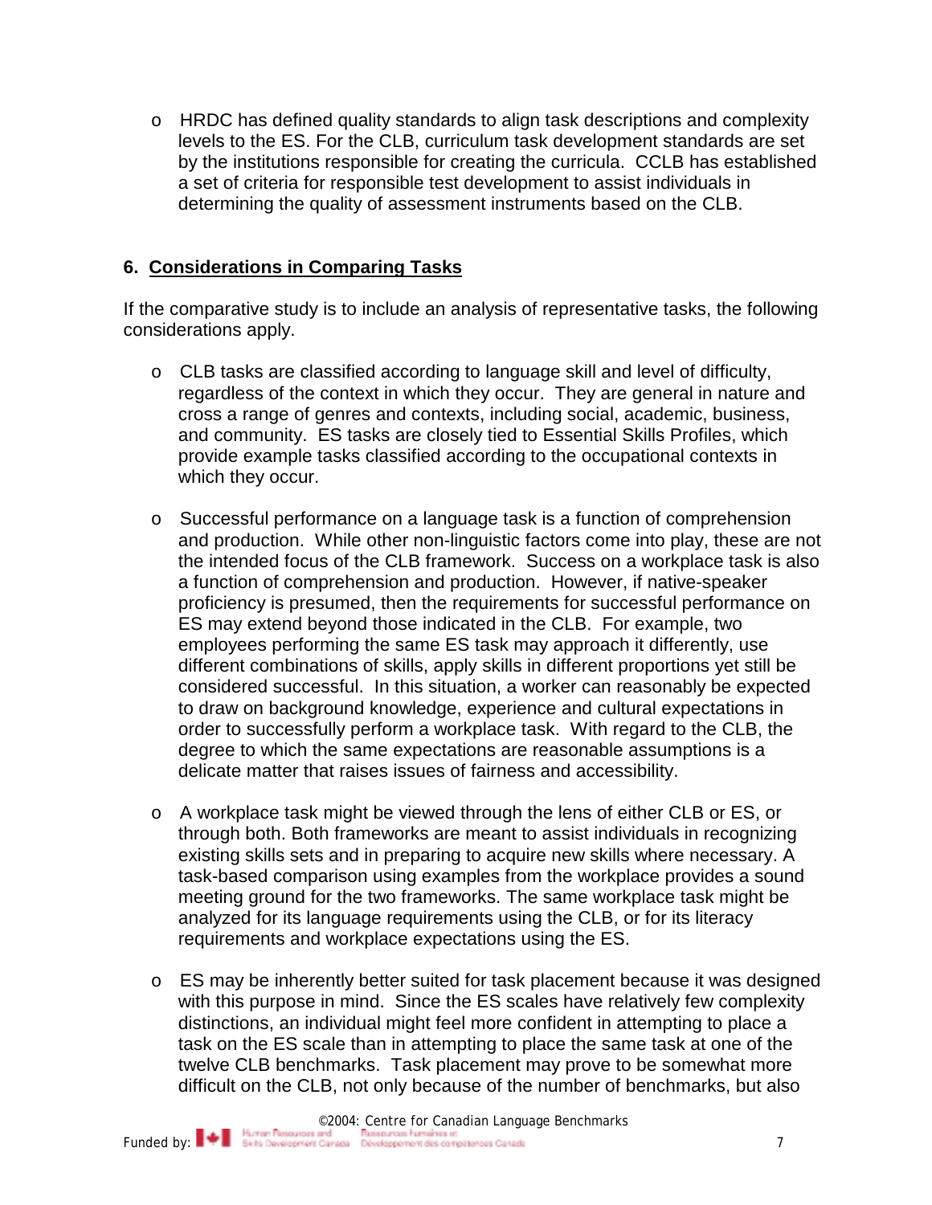- HRDC has defined quality standards to align task descriptions and complexity levels to the ES. For the CLB, curriculum task development standards are set by the institutions responsible for creating the curricula. CCLB has established a set of criteria for responsible test development to assist individuals in determining the quality of assessment instruments based on the CLB.

## 6. Considerations in Comparing Tasks

If the comparative study is to include an analysis of representative tasks, the following considerations apply.

- CLB tasks are classified according to language skill and level of difficulty, regardless of the context in which they occur. They are general in nature and cross a range of genres and contexts, including social, academic, business, and community. ES tasks are closely tied to Essential Skills Profiles, which provide example tasks classified according to the occupational contexts in which they occur.

- Successful performance on a language task is a function of comprehension and production. While other non-linguistic factors come into play, these are not the intended focus of the CLB framework. Success on a workplace task is also a function of comprehension and production. However, if native-speaker proficiency is presumed, then the requirements for successful performance on ES may extend beyond those indicated in the CLB. For example, two employees performing the same ES task may approach it differently, use different combinations of skills, apply skills in different proportions yet still be considered successful. In this situation, a worker can reasonably be expected to draw on background knowledge, experience and cultural expectations in order to successfully perform a workplace task. With regard to the CLB, the degree to which the same expectations are reasonable assumptions is a delicate matter that raises issues of fairness and accessibility.

- A workplace task might be viewed through the lens of either CLB or ES, or through both. Both frameworks are meant to assist individuals in recognizing existing skills sets and in preparing to acquire new skills where necessary. A task-based comparison using examples from the workplace provides a sound meeting ground for the two frameworks. The same workplace task might be analyzed for its language requirements using the CLB, or for its literacy requirements and workplace expectations using the ES.

- ES may be inherently better suited for task placement because it was designed with this purpose in mind. Since the ES scales have relatively few complexity distinctions, an individual might feel more confident in attempting to place a task on the ES scale than in attempting to place the same task at one of the twelve CLB benchmarks. Task placement may prove to be somewhat more difficult on the CLB, not only because of the number of benchmarks, but also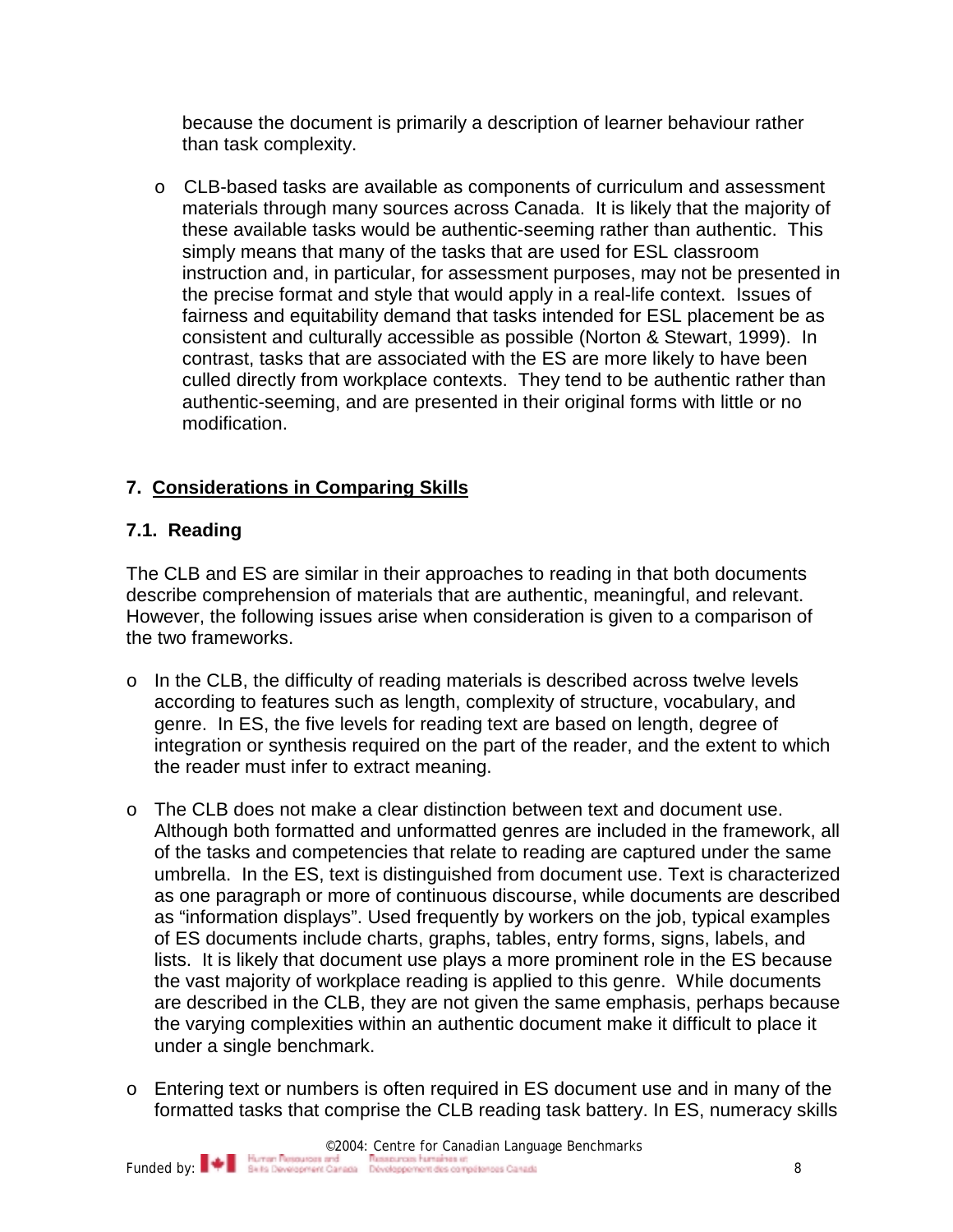because the document is primarily a description of learner behaviour rather than task complexity.

- CLB-based tasks are available as components of curriculum and assessment materials through many sources across Canada. It is likely that the majority of these available tasks would be authentic-seeming rather than authentic. This simply means that many of the tasks that are used for ESL classroom instruction and, in particular, for assessment purposes, may not be presented in the precise format and style that would apply in a real-life context. Issues of fairness and equitability demand that tasks intended for ESL placement be as consistent and culturally accessible as possible (Norton & Stewart, 1999). In contrast, tasks that are associated with the ES are more likely to have been culled directly from workplace contexts. They tend to be authentic rather than authentic-seeming, and are presented in their original forms with little or no modification.

## 7. Considerations in Comparing Skills

### 7.1. Reading

The CLB and ES are similar in their approaches to reading in that both documents describe comprehension of materials that are authentic, meaningful, and relevant. However, the following issues arise when consideration is given to a comparison of the two frameworks.

- In the CLB, the difficulty of reading materials is described across twelve levels according to features such as length, complexity of structure, vocabulary, and genre. In ES, the five levels for reading text are based on length, degree of integration or synthesis required on the part of the reader, and the extent to which the reader must infer to extract meaning.

- The CLB does not make a clear distinction between text and document use. Although both formatted and unformatted genres are included in the framework, all of the tasks and competencies that relate to reading are captured under the same umbrella. In the ES, text is distinguished from document use. Text is characterized as one paragraph or more of continuous discourse, while documents are described as "information displays". Used frequently by workers on the job, typical examples of ES documents include charts, graphs, tables, entry forms, signs, labels, and lists. It is likely that document use plays a more prominent role in the ES because the vast majority of workplace reading is applied to this genre. While documents are described in the CLB, they are not given the same emphasis, perhaps because the varying complexities within an authentic document make it difficult to place it under a single benchmark.

- Entering text or numbers is often required in ES document use and in many of the formatted tasks that comprise the CLB reading task battery. In ES, numeracy skills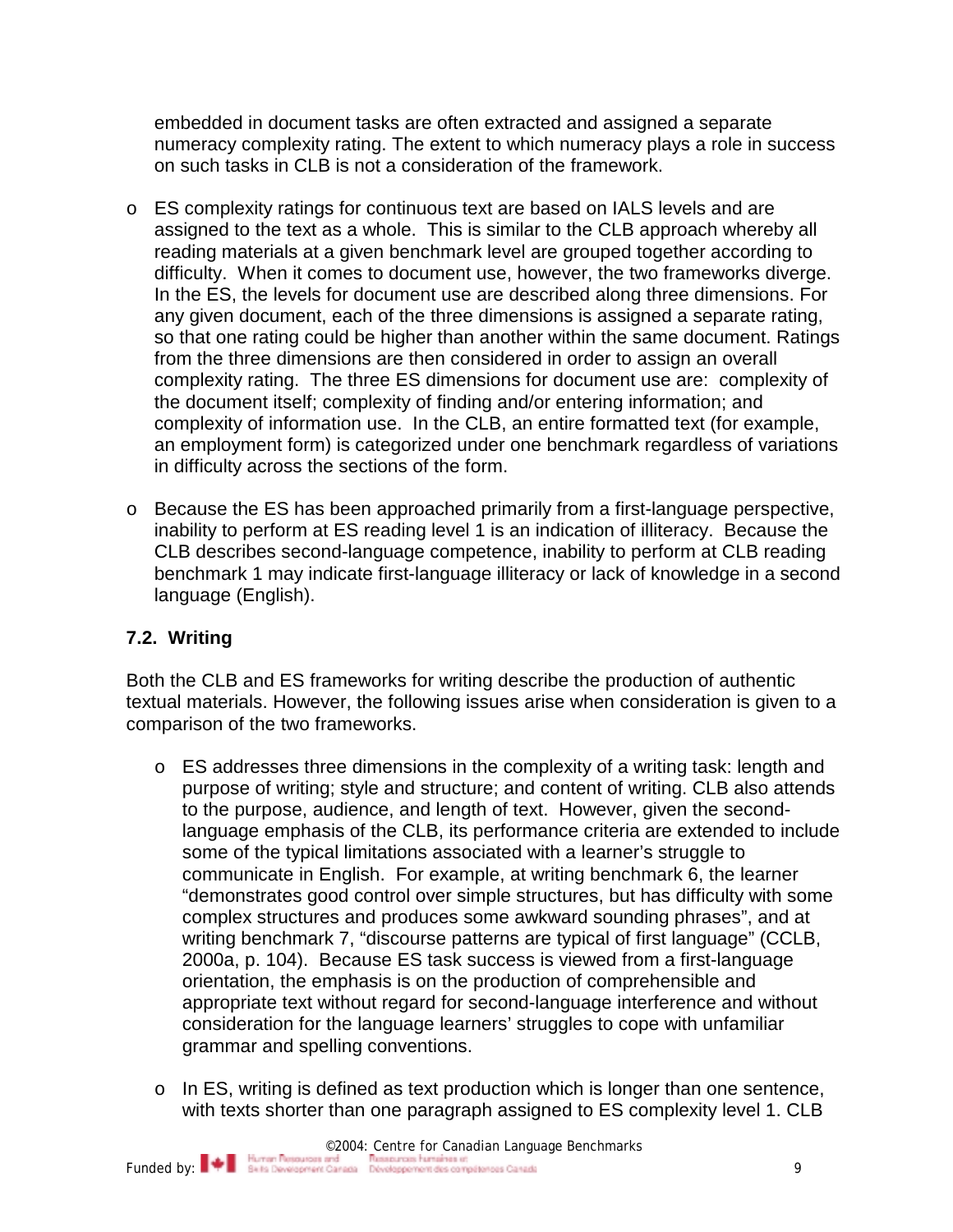embedded in document tasks are often extracted and assigned a separate numeracy complexity rating. The extent to which numeracy plays a role in success on such tasks in CLB is not a consideration of the framework.

- ES complexity ratings for continuous text are based on IALS levels and are assigned to the text as a whole. This is similar to the CLB approach whereby all reading materials at a given benchmark level are grouped together according to difficulty. When it comes to document use, however, the two frameworks diverge. In the ES, the levels for document use are described along three dimensions. For any given document, each of the three dimensions is assigned a separate rating, so that one rating could be higher than another within the same document. Ratings from the three dimensions are then considered in order to assign an overall complexity rating. The three ES dimensions for document use are: complexity of the document itself; complexity of finding and/or entering information; and complexity of information use. In the CLB, an entire formatted text (for example, an employment form) is categorized under one benchmark regardless of variations in difficulty across the sections of the form.

- Because the ES has been approached primarily from a first-language perspective, inability to perform at ES reading level 1 is an indication of illiteracy. Because the CLB describes second-language competence, inability to perform at CLB reading benchmark 1 may indicate first-language illiteracy or lack of knowledge in a second language (English).

### 7.2. Writing

Both the CLB and ES frameworks for writing describe the production of authentic textual materials. However, the following issues arise when consideration is given to a comparison of the two frameworks.

- ES addresses three dimensions in the complexity of a writing task: length and purpose of writing; style and structure; and content of writing. CLB also attends to the purpose, audience, and length of text. However, given the second-language emphasis of the CLB, its performance criteria are extended to include some of the typical limitations associated with a learner's struggle to communicate in English. For example, at writing benchmark 6, the learner "demonstrates good control over simple structures, but has difficulty with some complex structures and produces some awkward sounding phrases", and at writing benchmark 7, "discourse patterns are typical of first language" (CCLB, 2000a, p. 104). Because ES task success is viewed from a first-language orientation, the emphasis is on the production of comprehensible and appropriate text without regard for second-language interference and without consideration for the language learners' struggles to cope with unfamiliar grammar and spelling conventions.

- In ES, writing is defined as text production which is longer than one sentence, with texts shorter than one paragraph assigned to ES complexity level 1. CLB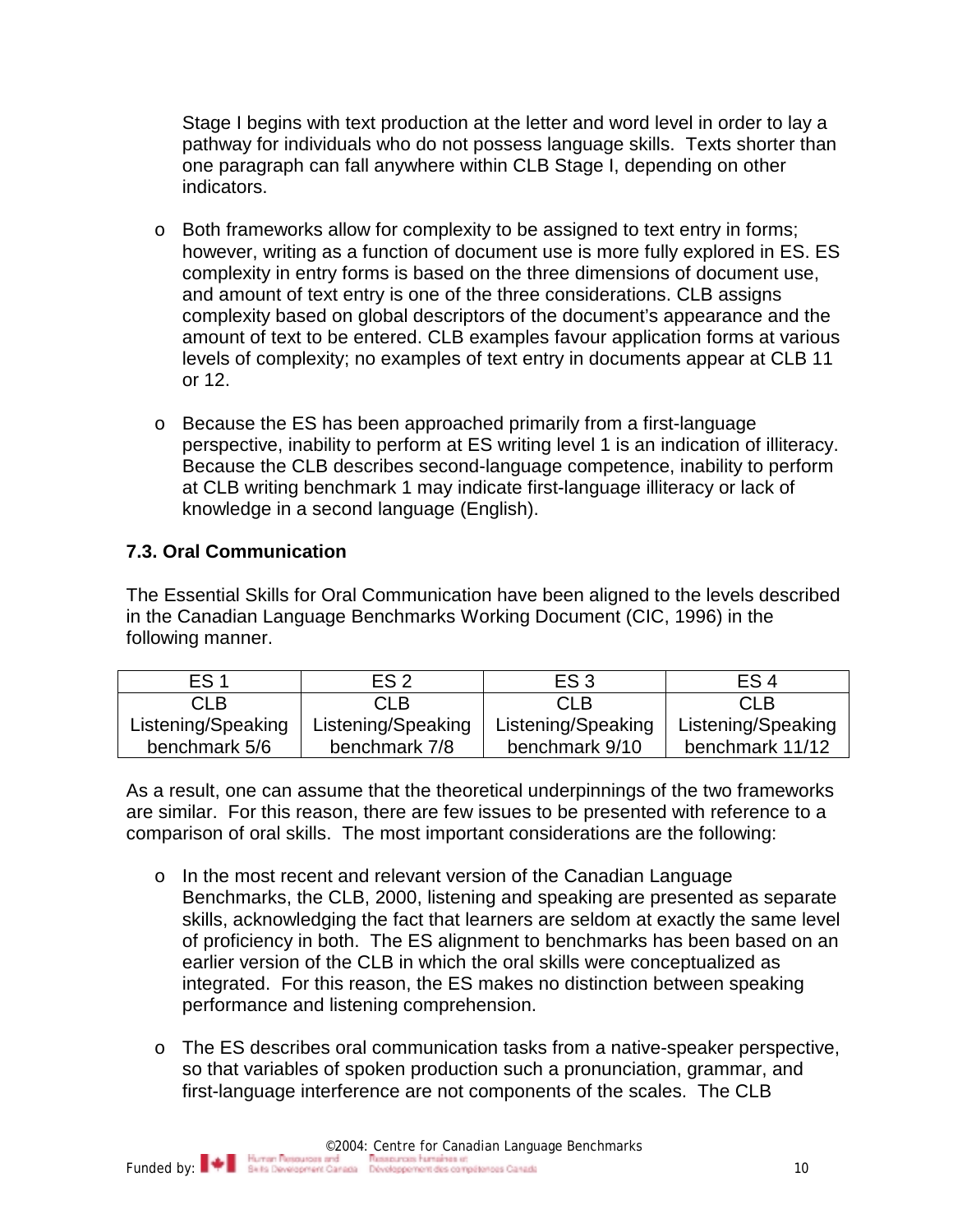Stage I begins with text production at the letter and word level in order to lay a pathway for individuals who do not possess language skills. Texts shorter than one paragraph can fall anywhere within CLB Stage I, depending on other indicators.

- Both frameworks allow for complexity to be assigned to text entry in forms; however, writing as a function of document use is more fully explored in ES. ES complexity in entry forms is based on the three dimensions of document use, and amount of text entry is one of the three considerations. CLB assigns complexity based on global descriptors of the document's appearance and the amount of text to be entered. CLB examples favour application forms at various levels of complexity; no examples of text entry in documents appear at CLB 11 or 12.

- Because the ES has been approached primarily from a first-language perspective, inability to perform at ES writing level 1 is an indication of illiteracy. Because the CLB describes second-language competence, inability to perform at CLB writing benchmark 1 may indicate first-language illiteracy or lack of knowledge in a second language (English).

### 7.3. Oral Communication

The Essential Skills for Oral Communication have been aligned to the levels described in the Canadian Language Benchmarks Working Document (CIC, 1996) in the following manner.

| ES 1 | ES 2 | ES 3 | ES 4 |
|---|---|---|---|
| CLB Listening/Speaking benchmark 5/6 | CLB Listening/Speaking benchmark 7/8 | CLB Listening/Speaking benchmark 9/10 | CLB Listening/Speaking benchmark 11/12 |

As a result, one can assume that the theoretical underpinnings of the two frameworks are similar. For this reason, there are few issues to be presented with reference to a comparison of oral skills. The most important considerations are the following:

- In the most recent and relevant version of the Canadian Language Benchmarks, the CLB, 2000, listening and speaking are presented as separate skills, acknowledging the fact that learners are seldom at exactly the same level of proficiency in both. The ES alignment to benchmarks has been based on an earlier version of the CLB in which the oral skills were conceptualized as integrated. For this reason, the ES makes no distinction between speaking performance and listening comprehension.

- The ES describes oral communication tasks from a native-speaker perspective, so that variables of spoken production such a pronunciation, grammar, and first-language interference are not components of the scales. The CLB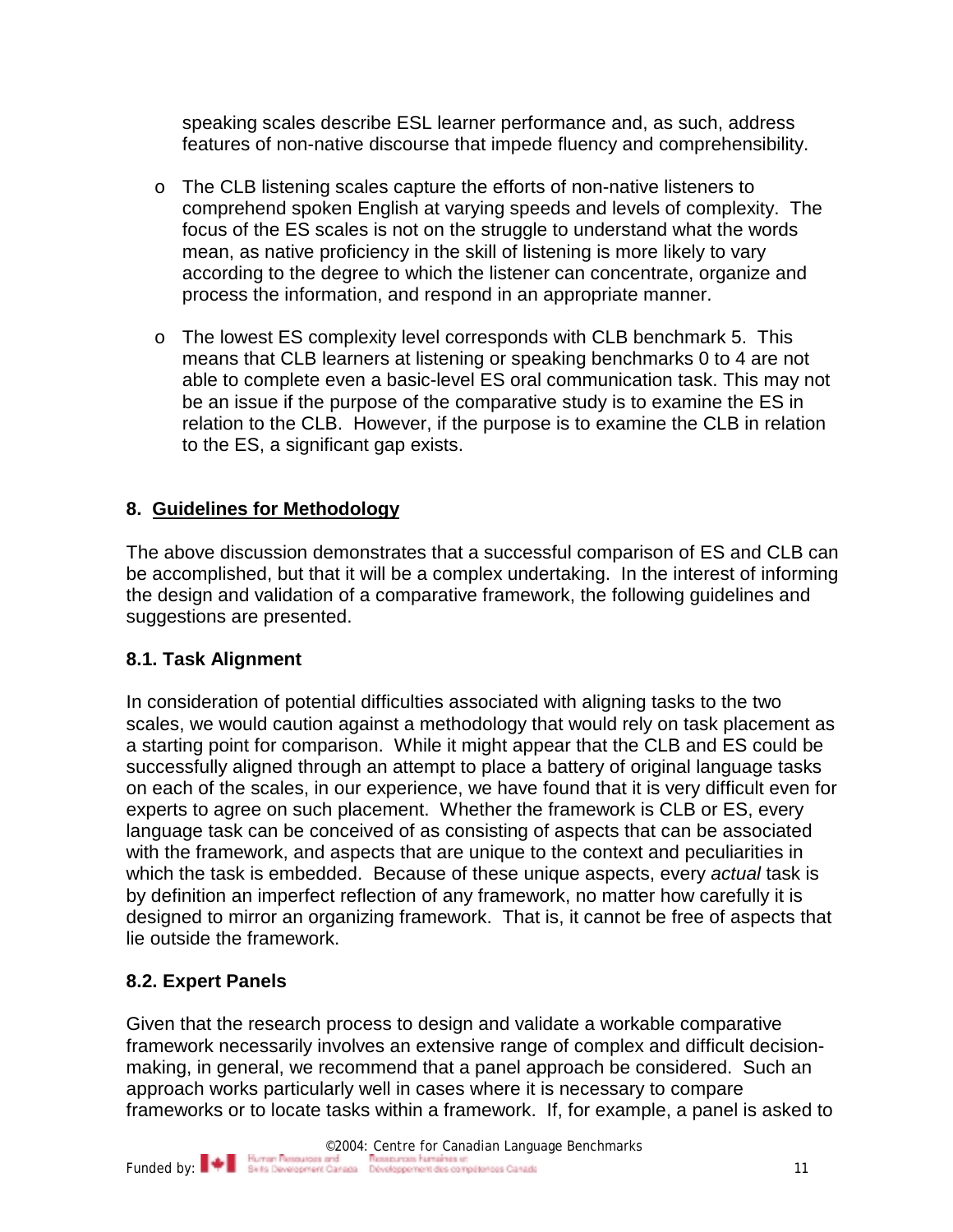speaking scales describe ESL learner performance and, as such, address features of non-native discourse that impede fluency and comprehensibility.

- The CLB listening scales capture the efforts of non-native listeners to comprehend spoken English at varying speeds and levels of complexity. The focus of the ES scales is not on the struggle to understand what the words mean, as native proficiency in the skill of listening is more likely to vary according to the degree to which the listener can concentrate, organize and process the information, and respond in an appropriate manner.

- The lowest ES complexity level corresponds with CLB benchmark 5. This means that CLB learners at listening or speaking benchmarks 0 to 4 are not able to complete even a basic-level ES oral communication task. This may not be an issue if the purpose of the comparative study is to examine the ES in relation to the CLB. However, if the purpose is to examine the CLB in relation to the ES, a significant gap exists.

## 8. Guidelines for Methodology

The above discussion demonstrates that a successful comparison of ES and CLB can be accomplished, but that it will be a complex undertaking. In the interest of informing the design and validation of a comparative framework, the following guidelines and suggestions are presented.

### 8.1. Task Alignment

In consideration of potential difficulties associated with aligning tasks to the two scales, we would caution against a methodology that would rely on task placement as a starting point for comparison. While it might appear that the CLB and ES could be successfully aligned through an attempt to place a battery of original language tasks on each of the scales, in our experience, we have found that it is very difficult even for experts to agree on such placement. Whether the framework is CLB or ES, every language task can be conceived of as consisting of aspects that can be associated with the framework, and aspects that are unique to the context and peculiarities in which the task is embedded. Because of these unique aspects, every *actual* task is by definition an imperfect reflection of any framework, no matter how carefully it is designed to mirror an organizing framework. That is, it cannot be free of aspects that lie outside the framework.

### 8.2. Expert Panels

Given that the research process to design and validate a workable comparative framework necessarily involves an extensive range of complex and difficult decision-making, in general, we recommend that a panel approach be considered. Such an approach works particularly well in cases where it is necessary to compare frameworks or to locate tasks within a framework. If, for example, a panel is asked to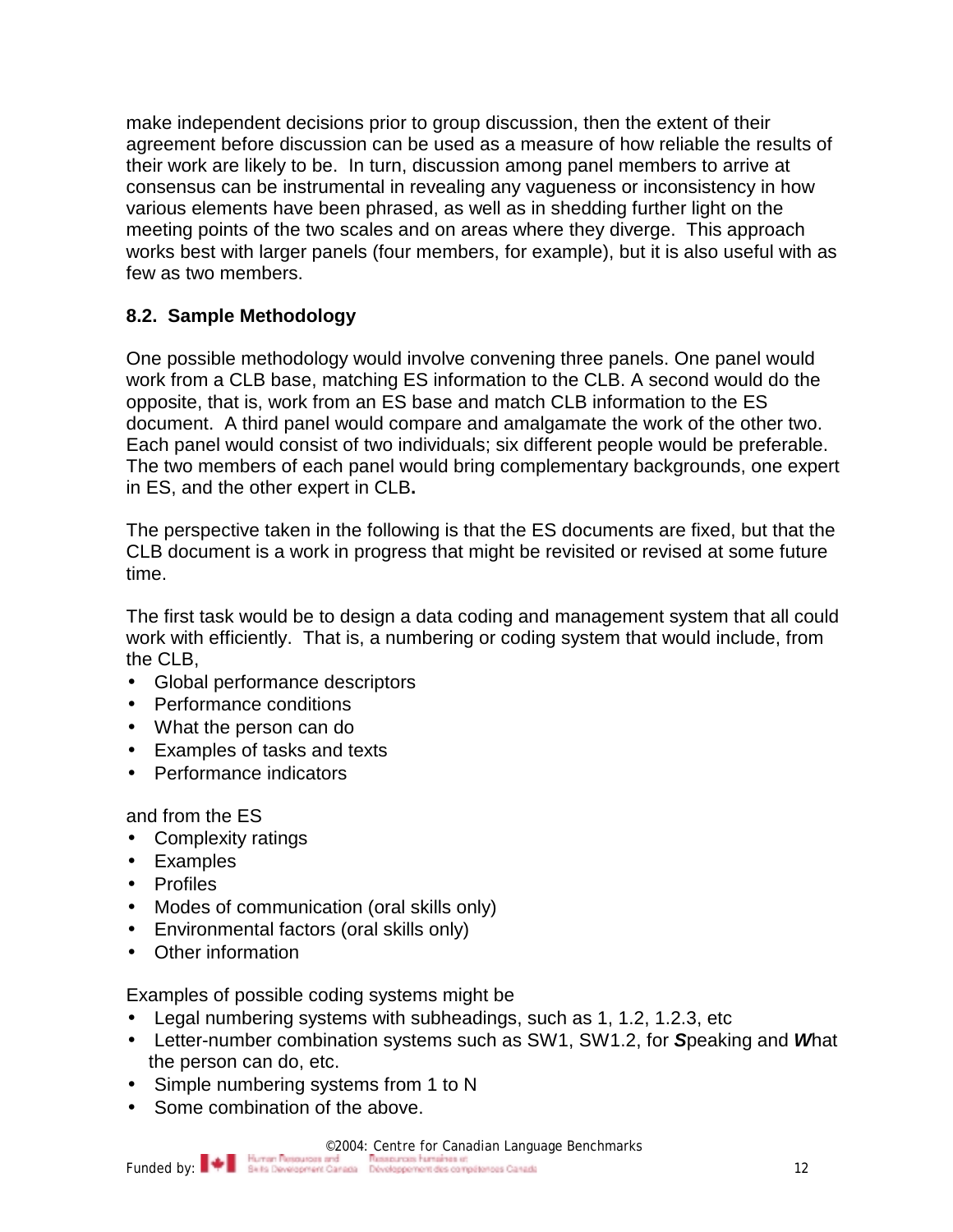make independent decisions prior to group discussion, then the extent of their agreement before discussion can be used as a measure of how reliable the results of their work are likely to be. In turn, discussion among panel members to arrive at consensus can be instrumental in revealing any vagueness or inconsistency in how various elements have been phrased, as well as in shedding further light on the meeting points of the two scales and on areas where they diverge. This approach works best with larger panels (four members, for example), but it is also useful with as few as two members.

### 8.2. Sample Methodology

One possible methodology would involve convening three panels. One panel would work from a CLB base, matching ES information to the CLB. A second would do the opposite, that is, work from an ES base and match CLB information to the ES document. A third panel would compare and amalgamate the work of the other two. Each panel would consist of two individuals; six different people would be preferable. The two members of each panel would bring complementary backgrounds, one expert in ES, and the other expert in CLB**.**

The perspective taken in the following is that the ES documents are fixed, but that the CLB document is a work in progress that might be revisited or revised at some future time.

The first task would be to design a data coding and management system that all could work with efficiently. That is, a numbering or coding system that would include, from the CLB,

- Global performance descriptors
- Performance conditions
- What the person can do
- Examples of tasks and texts
- Performance indicators

and from the ES

- Complexity ratings
- Examples
- Profiles
- Modes of communication (oral skills only)
- Environmental factors (oral skills only)
- Other information

Examples of possible coding systems might be

- Legal numbering systems with subheadings, such as 1, 1.2, 1.2.3, etc
- Letter-number combination systems such as SW1, SW1.2, for ***S***peaking and ***W***hat the person can do, etc.
- Simple numbering systems from 1 to N
- Some combination of the above.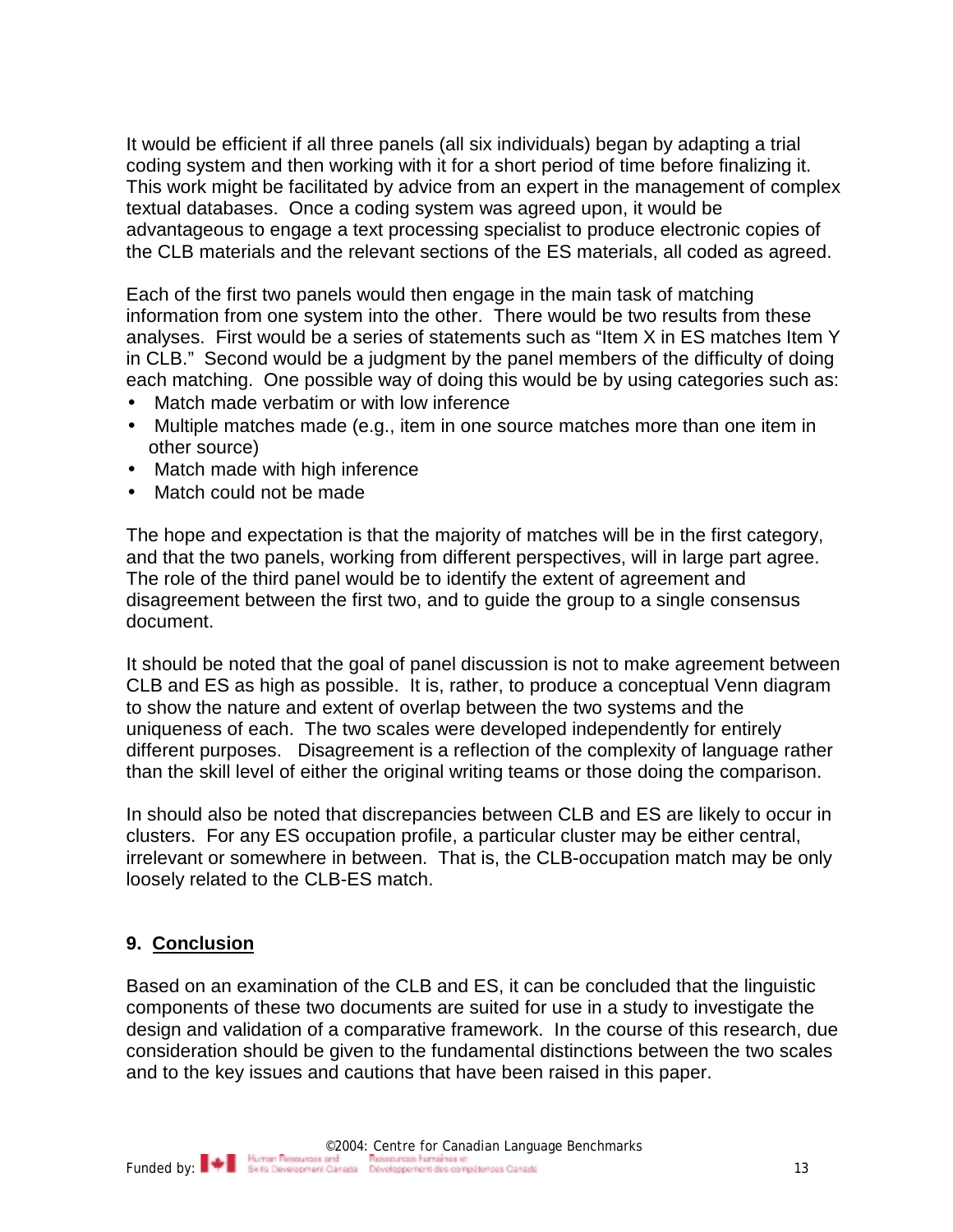It would be efficient if all three panels (all six individuals) began by adapting a trial coding system and then working with it for a short period of time before finalizing it. This work might be facilitated by advice from an expert in the management of complex textual databases. Once a coding system was agreed upon, it would be advantageous to engage a text processing specialist to produce electronic copies of the CLB materials and the relevant sections of the ES materials, all coded as agreed.

Each of the first two panels would then engage in the main task of matching information from one system into the other. There would be two results from these analyses. First would be a series of statements such as "Item X in ES matches Item Y in CLB." Second would be a judgment by the panel members of the difficulty of doing each matching. One possible way of doing this would be by using categories such as:

- Match made verbatim or with low inference
- Multiple matches made (e.g., item in one source matches more than one item in other source)
- Match made with high inference
- Match could not be made

The hope and expectation is that the majority of matches will be in the first category, and that the two panels, working from different perspectives, will in large part agree. The role of the third panel would be to identify the extent of agreement and disagreement between the first two, and to guide the group to a single consensus document.

It should be noted that the goal of panel discussion is not to make agreement between CLB and ES as high as possible. It is, rather, to produce a conceptual Venn diagram to show the nature and extent of overlap between the two systems and the uniqueness of each. The two scales were developed independently for entirely different purposes. Disagreement is a reflection of the complexity of language rather than the skill level of either the original writing teams or those doing the comparison.

In should also be noted that discrepancies between CLB and ES are likely to occur in clusters. For any ES occupation profile, a particular cluster may be either central, irrelevant or somewhere in between. That is, the CLB-occupation match may be only loosely related to the CLB-ES match.

## 9. Conclusion

Based on an examination of the CLB and ES, it can be concluded that the linguistic components of these two documents are suited for use in a study to investigate the design and validation of a comparative framework. In the course of this research, due consideration should be given to the fundamental distinctions between the two scales and to the key issues and cautions that have been raised in this paper.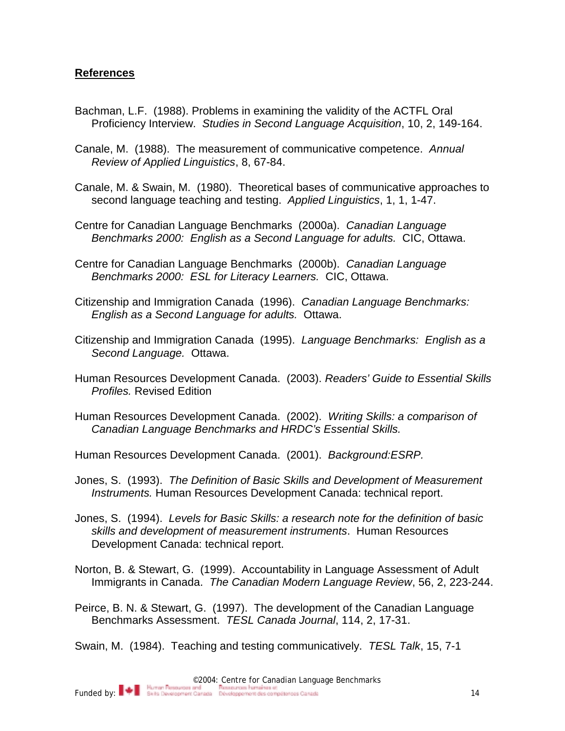**References**

Bachman, L.F. (1988). Problems in examining the validity of the ACTFL Oral Proficiency Interview. *Studies in Second Language Acquisition*, 10, 2, 149-164.

Canale, M. (1988). The measurement of communicative competence. *Annual Review of Applied Linguistics*, 8, 67-84.

Canale, M. & Swain, M. (1980). Theoretical bases of communicative approaches to second language teaching and testing. *Applied Linguistics*, 1, 1, 1-47.

Centre for Canadian Language Benchmarks (2000a). *Canadian Language Benchmarks 2000: English as a Second Language for adults.* CIC, Ottawa.

Centre for Canadian Language Benchmarks (2000b). *Canadian Language Benchmarks 2000: ESL for Literacy Learners.* CIC, Ottawa.

Citizenship and Immigration Canada (1996). *Canadian Language Benchmarks: English as a Second Language for adults.* Ottawa.

Citizenship and Immigration Canada (1995). *Language Benchmarks: English as a Second Language.* Ottawa.

Human Resources Development Canada. (2003). *Readers' Guide to Essential Skills Profiles.* Revised Edition

Human Resources Development Canada. (2002). *Writing Skills: a comparison of Canadian Language Benchmarks and HRDC's Essential Skills.*

Human Resources Development Canada. (2001). *Background:ESRP.*

Jones, S. (1993). *The Definition of Basic Skills and Development of Measurement Instruments.* Human Resources Development Canada: technical report.

Jones, S. (1994). *Levels for Basic Skills: a research note for the definition of basic skills and development of measurement instruments*. Human Resources Development Canada: technical report.

Norton, B. & Stewart, G. (1999). Accountability in Language Assessment of Adult Immigrants in Canada. *The Canadian Modern Language Review*, 56, 2, 223-244.

Peirce, B. N. & Stewart, G. (1997). The development of the Canadian Language Benchmarks Assessment. *TESL Canada Journal*, 114, 2, 17-31.

Swain, M. (1984). Teaching and testing communicatively. *TESL Talk*, 15, 7-1

©2004: Centre for Canadian Language Benchmarks

Funded by: Human Resources and Skills Development Canada / Ressources humaines et Développement des compétences Canada